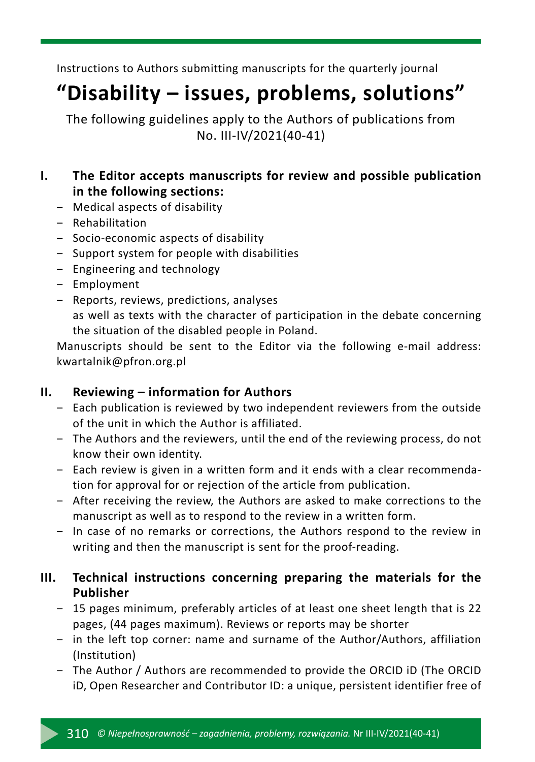Instructions to Authors submitting manuscripts for the quarterly journal

# "Disability – issues, problems, solutions"

The following guidelines apply to the Authors of publications from No. III-IV/2021(40-41)

## I. The Editor accepts manuscripts for review and possible publication in the following sections:

- Medical aspects of disability
- Rehabilitation
- Socio-economic aspects of disability
- Support system for people with disabilities
- Engineering and technology
- Employment
- Reports, reviews, predictions, analyses

  as well as texts with the character of participation in the debate concerning the situation of the disabled people in Poland.

Manuscripts should be sent to the Editor via the following e-mail address: kwartalnik@pfron.org.pl

## II. Reviewing – information for Authors

- Each publication is reviewed by two independent reviewers from the outside of the unit in which the Author is affiliated.
- The Authors and the reviewers, until the end of the reviewing process, do not know their own identity.
- Each review is given in a written form and it ends with a clear recommendation for approval for or rejection of the article from publication.
- After receiving the review, the Authors are asked to make corrections to the manuscript as well as to respond to the review in a written form.
- In case of no remarks or corrections, the Authors respond to the review in writing and then the manuscript is sent for the proof-reading.

## III. Technical instructions concerning preparing the materials for the Publisher

- 15 pages minimum, preferably articles of at least one sheet length that is 22 pages, (44 pages maximum). Reviews or reports may be shorter
- in the left top corner: name and surname of the Author/Authors, affiliation (Institution)
- The Author / Authors are recommended to provide the ORCID iD (The ORCID iD, Open Researcher and Contributor ID: a unique, persistent identifier free of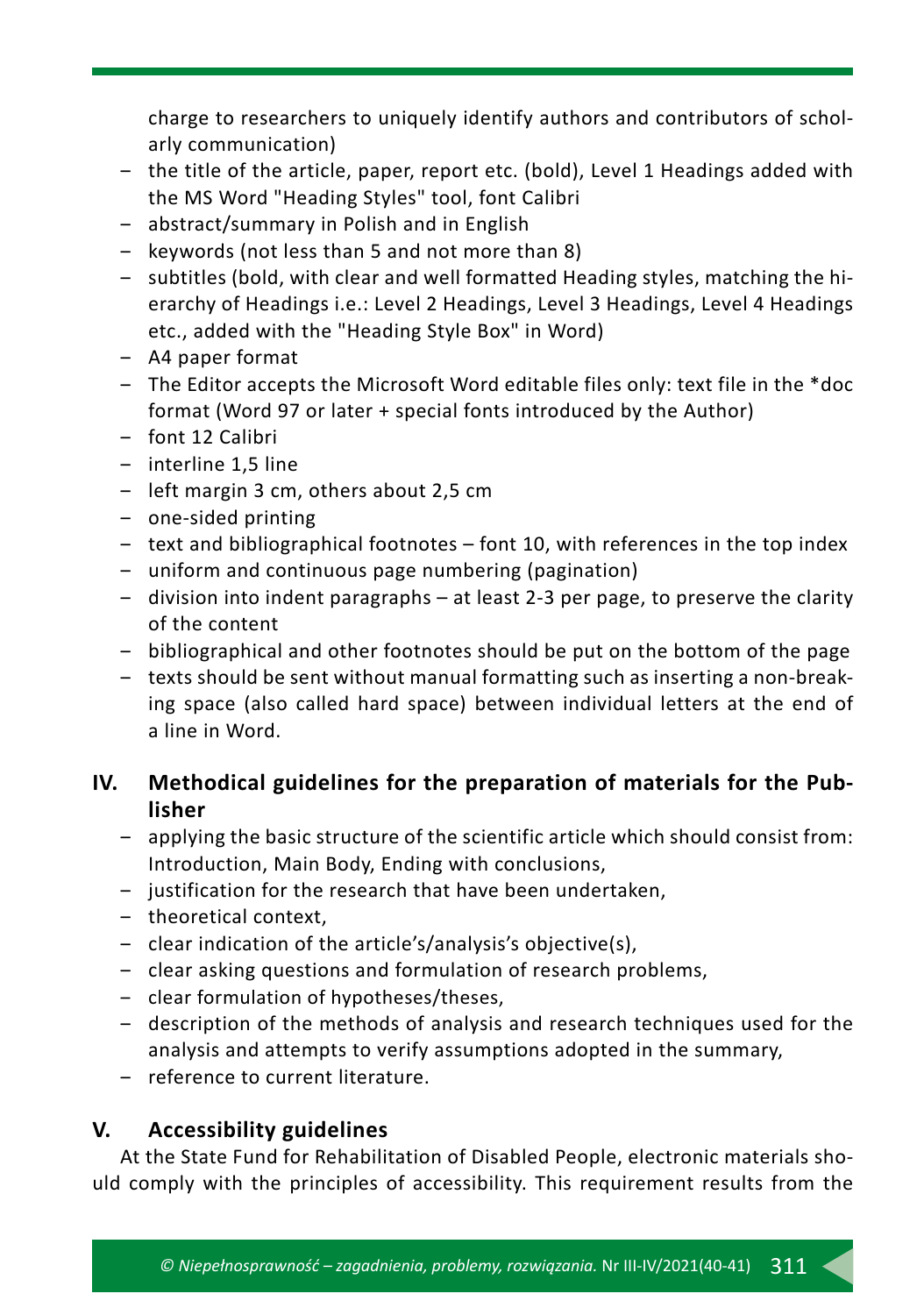charge to researchers to uniquely identify authors and contributors of scholarly communication)

- the title of the article, paper, report etc. (bold), Level 1 Headings added with the MS Word "Heading Styles" tool, font Calibri
- abstract/summary in Polish and in English
- keywords (not less than 5 and not more than 8)
- subtitles (bold, with clear and well formatted Heading styles, matching the hierarchy of Headings i.e.: Level 2 Headings, Level 3 Headings, Level 4 Headings etc., added with the "Heading Style Box" in Word)
- A4 paper format
- The Editor accepts the Microsoft Word editable files only: text file in the *doc format (Word 97 or later + special fonts introduced by the Author)
- font 12 Calibri
- interline 1,5 line
- left margin 3 cm, others about 2,5 cm
- one-sided printing
- text and bibliographical footnotes – font 10, with references in the top index
- uniform and continuous page numbering (pagination)
- division into indent paragraphs – at least 2-3 per page, to preserve the clarity of the content
- bibliographical and other footnotes should be put on the bottom of the page
- texts should be sent without manual formatting such as inserting a non-breaking space (also called hard space) between individual letters at the end of a line in Word.

## IV. Methodical guidelines for the preparation of materials for the Publisher

- applying the basic structure of the scientific article which should consist from: Introduction, Main Body, Ending with conclusions,
- justification for the research that have been undertaken,
- theoretical context,
- clear indication of the article's/analysis's objective(s),
- clear asking questions and formulation of research problems,
- clear formulation of hypotheses/theses,
- description of the methods of analysis and research techniques used for the analysis and attempts to verify assumptions adopted in the summary,
- reference to current literature.

## V. Accessibility guidelines

At the State Fund for Rehabilitation of Disabled People, electronic materials should comply with the principles of accessibility. This requirement results from the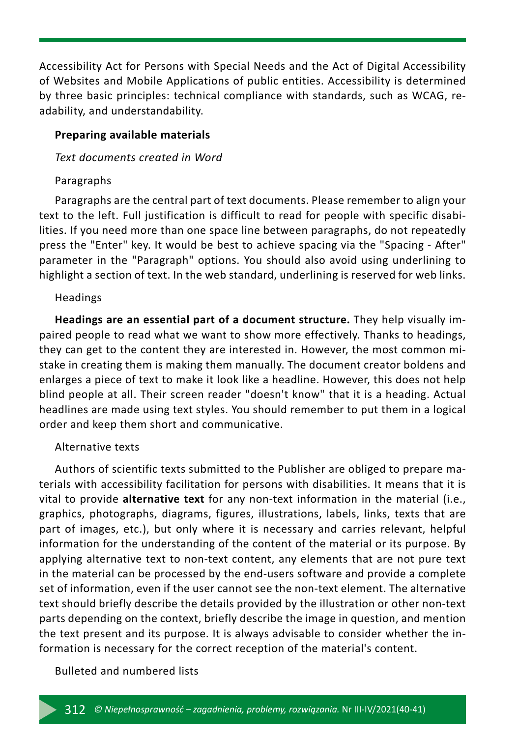Accessibility Act for Persons with Special Needs and the Act of Digital Accessibility of Websites and Mobile Applications of public entities. Accessibility is determined by three basic principles: technical compliance with standards, such as WCAG, readability, and understandability.

## Preparing available materials

### *Text documents created in Word*

#### Paragraphs

Paragraphs are the central part of text documents. Please remember to align your text to the left. Full justification is difficult to read for people with specific disabilities. If you need more than one space line between paragraphs, do not repeatedly press the "Enter" key. It would be best to achieve spacing via the "Spacing - After" parameter in the "Paragraph" options. You should also avoid using underlining to highlight a section of text. In the web standard, underlining is reserved for web links.

#### Headings

**Headings are an essential part of a document structure.** They help visually impaired people to read what we want to show more effectively. Thanks to headings, they can get to the content they are interested in. However, the most common mistake in creating them is making them manually. The document creator boldens and enlarges a piece of text to make it look like a headline. However, this does not help blind people at all. Their screen reader "doesn't know" that it is a heading. Actual headlines are made using text styles. You should remember to put them in a logical order and keep them short and communicative.

#### Alternative texts

Authors of scientific texts submitted to the Publisher are obliged to prepare materials with accessibility facilitation for persons with disabilities. It means that it is vital to provide **alternative text** for any non-text information in the material (i.e., graphics, photographs, diagrams, figures, illustrations, labels, links, texts that are part of images, etc.), but only where it is necessary and carries relevant, helpful information for the understanding of the content of the material or its purpose. By applying alternative text to non-text content, any elements that are not pure text in the material can be processed by the end-users software and provide a complete set of information, even if the user cannot see the non-text element. The alternative text should briefly describe the details provided by the illustration or other non-text parts depending on the context, briefly describe the image in question, and mention the text present and its purpose. It is always advisable to consider whether the information is necessary for the correct reception of the material's content.

#### Bulleted and numbered lists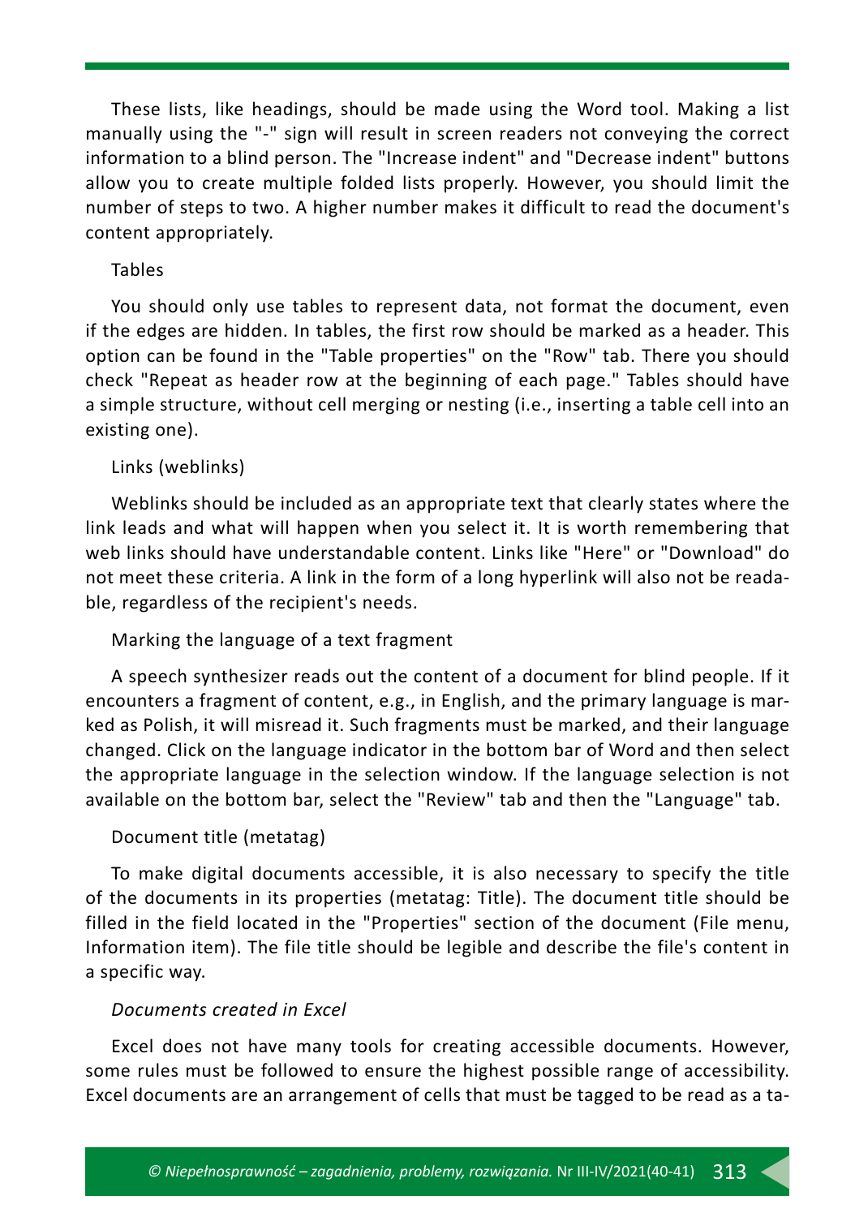These lists, like headings, should be made using the Word tool. Making a list manually using the "-" sign will result in screen readers not conveying the correct information to a blind person. The "Increase indent" and "Decrease indent" buttons allow you to create multiple folded lists properly. However, you should limit the number of steps to two. A higher number makes it difficult to read the document's content appropriately.

Tables

You should only use tables to represent data, not format the document, even if the edges are hidden. In tables, the first row should be marked as a header. This option can be found in the "Table properties" on the "Row" tab. There you should check "Repeat as header row at the beginning of each page." Tables should have a simple structure, without cell merging or nesting (i.e., inserting a table cell into an existing one).

Links (weblinks)

Weblinks should be included as an appropriate text that clearly states where the link leads and what will happen when you select it. It is worth remembering that web links should have understandable content. Links like "Here" or "Download" do not meet these criteria. A link in the form of a long hyperlink will also not be readable, regardless of the recipient's needs.

Marking the language of a text fragment

A speech synthesizer reads out the content of a document for blind people. If it encounters a fragment of content, e.g., in English, and the primary language is marked as Polish, it will misread it. Such fragments must be marked, and their language changed. Click on the language indicator in the bottom bar of Word and then select the appropriate language in the selection window. If the language selection is not available on the bottom bar, select the "Review" tab and then the "Language" tab.

Document title (metatag)

To make digital documents accessible, it is also necessary to specify the title of the documents in its properties (metatag: Title). The document title should be filled in the field located in the "Properties" section of the document (File menu, Information item). The file title should be legible and describe the file's content in a specific way.

*Documents created in Excel*

Excel does not have many tools for creating accessible documents. However, some rules must be followed to ensure the highest possible range of accessibility. Excel documents are an arrangement of cells that must be tagged to be read as a ta-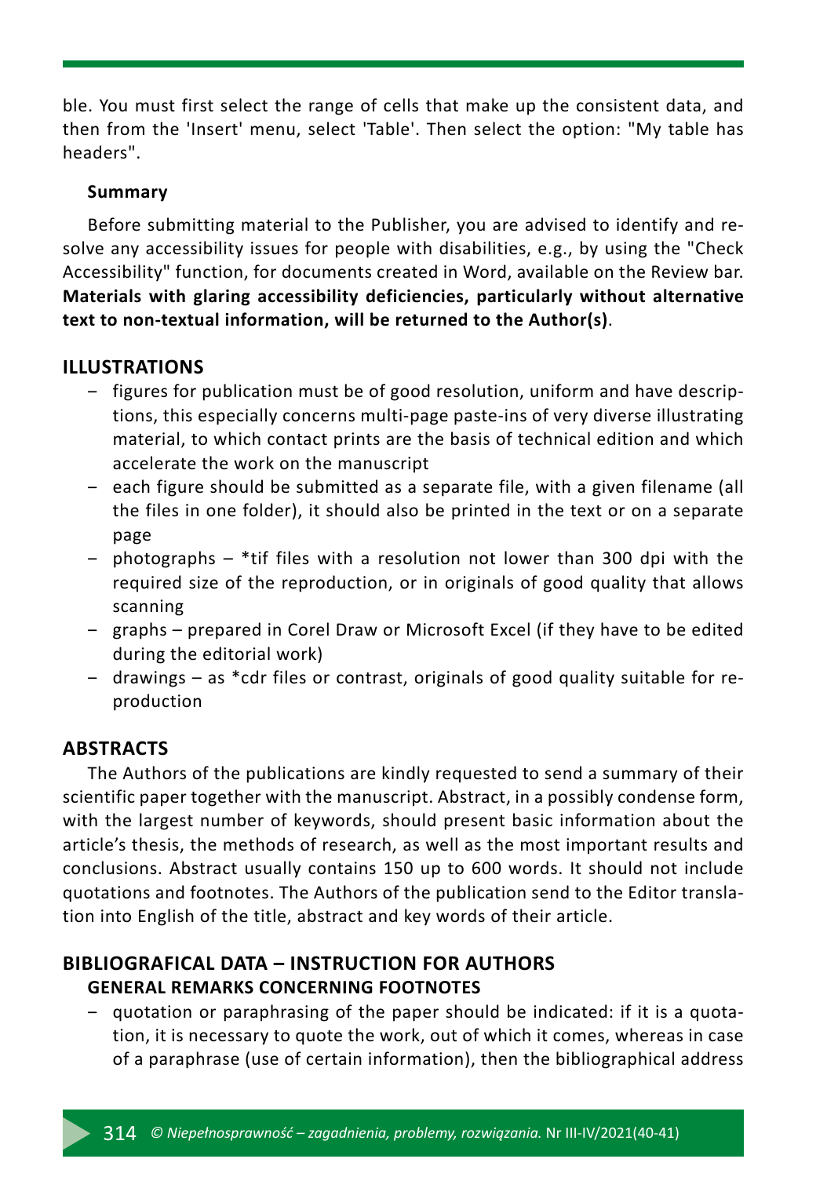ble. You must first select the range of cells that make up the consistent data, and then from the 'Insert' menu, select 'Table'. Then select the option: "My table has headers".

**Summary**

Before submitting material to the Publisher, you are advised to identify and resolve any accessibility issues for people with disabilities, e.g., by using the "Check Accessibility" function, for documents created in Word, available on the Review bar. **Materials with glaring accessibility deficiencies, particularly without alternative text to non-textual information, will be returned to the Author(s)**.

## ILLUSTRATIONS

- figures for publication must be of good resolution, uniform and have descriptions, this especially concerns multi-page paste-ins of very diverse illustrating material, to which contact prints are the basis of technical edition and which accelerate the work on the manuscript
- each figure should be submitted as a separate file, with a given filename (all the files in one folder), it should also be printed in the text or on a separate page
- photographs – *tif files with a resolution not lower than 300 dpi with the required size of the reproduction, or in originals of good quality that allows scanning
- graphs – prepared in Corel Draw or Microsoft Excel (if they have to be edited during the editorial work)
- drawings – as *cdr files or contrast, originals of good quality suitable for reproduction

## ABSTRACTS

The Authors of the publications are kindly requested to send a summary of their scientific paper together with the manuscript. Abstract, in a possibly condense form, with the largest number of keywords, should present basic information about the article's thesis, the methods of research, as well as the most important results and conclusions. Abstract usually contains 150 up to 600 words. It should not include quotations and footnotes. The Authors of the publication send to the Editor translation into English of the title, abstract and key words of their article.

## BIBLIOGRAFICAL DATA – INSTRUCTION FOR AUTHORS

### GENERAL REMARKS CONCERNING FOOTNOTES

- quotation or paraphrasing of the paper should be indicated: if it is a quotation, it is necessary to quote the work, out of which it comes, whereas in case of a paraphrase (use of certain information), then the bibliographical address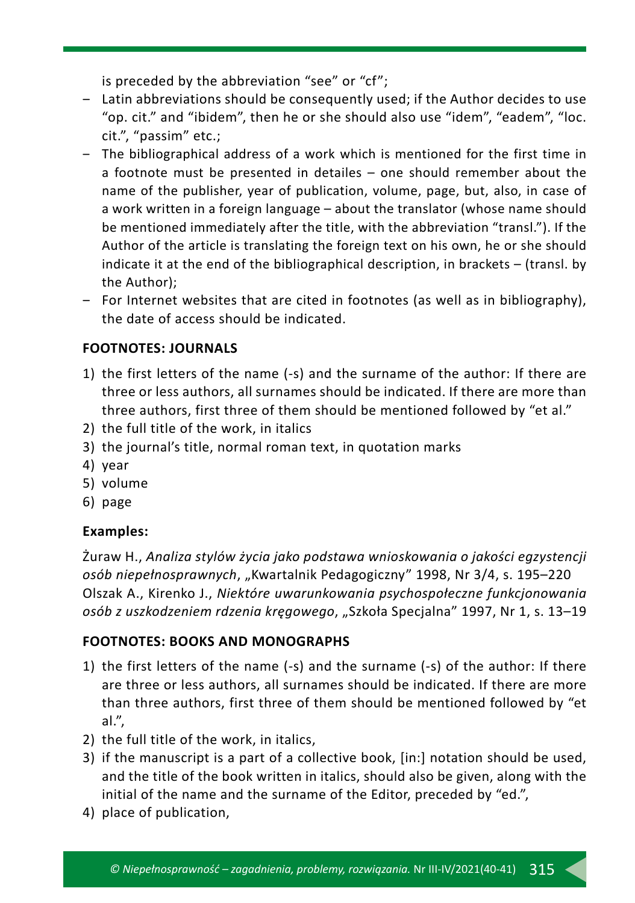is preceded by the abbreviation "see" or "cf";

- Latin abbreviations should be consequently used; if the Author decides to use "op. cit." and "ibidem", then he or she should also use "idem", "eadem", "loc. cit.", "passim" etc.;
- The bibliographical address of a work which is mentioned for the first time in a footnote must be presented in detailes – one should remember about the name of the publisher, year of publication, volume, page, but, also, in case of a work written in a foreign language – about the translator (whose name should be mentioned immediately after the title, with the abbreviation "transl."). If the Author of the article is translating the foreign text on his own, he or she should indicate it at the end of the bibliographical description, in brackets – (transl. by the Author);
- For Internet websites that are cited in footnotes (as well as in bibliography), the date of access should be indicated.

**FOOTNOTES: JOURNALS**

1) the first letters of the name (-s) and the surname of the author: If there are three or less authors, all surnames should be indicated. If there are more than three authors, first three of them should be mentioned followed by "et al."
2) the full title of the work, in italics
3) the journal's title, normal roman text, in quotation marks
4) year
5) volume
6) page

**Examples:**

Żuraw H., *Analiza stylów życia jako podstawa wnioskowania o jakości egzystencji osób niepełnosprawnych*, „Kwartalnik Pedagogiczny" 1998, Nr 3/4, s. 195–220
Olszak A., Kirenko J., *Niektóre uwarunkowania psychospołeczne funkcjonowania osób z uszkodzeniem rdzenia kręgowego*, „Szkoła Specjalna" 1997, Nr 1, s. 13–19

**FOOTNOTES: BOOKS AND MONOGRAPHS**

1) the first letters of the name (-s) and the surname (-s) of the author: If there are three or less authors, all surnames should be indicated. If there are more than three authors, first three of them should be mentioned followed by "et al.",
2) the full title of the work, in italics,
3) if the manuscript is a part of a collective book, [in:] notation should be used, and the title of the book written in italics, should also be given, along with the initial of the name and the surname of the Editor, preceded by "ed.",
4) place of publication,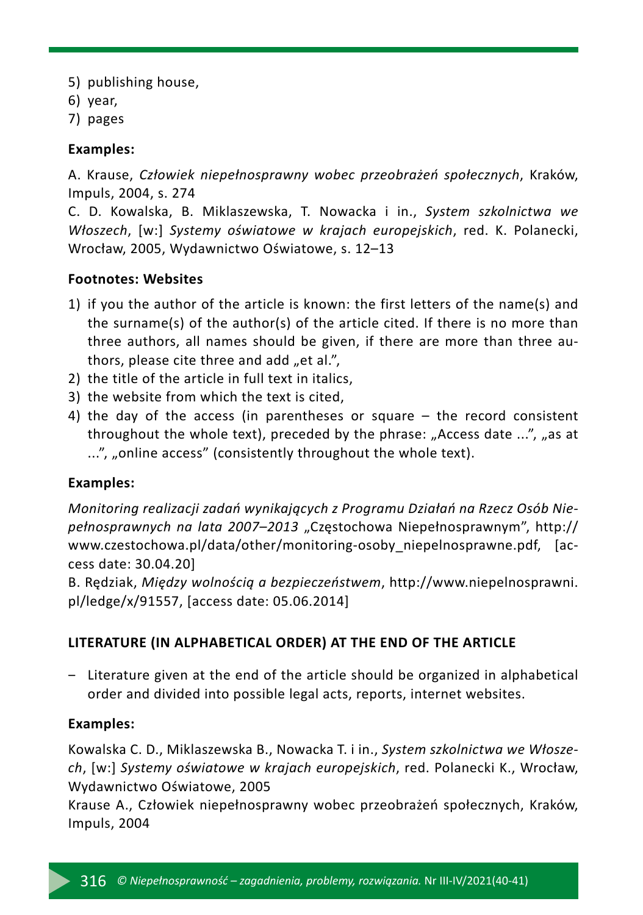5) publishing house,
6) year,
7) pages

**Examples:**

A. Krause, *Człowiek niepełnosprawny wobec przeobrażeń społecznych*, Kraków, Impuls, 2004, s. 274

C. D. Kowalska, B. Miklaszewska, T. Nowacka i in., *System szkolnictwa we Włoszech*, [w:] *Systemy oświatowe w krajach europejskich*, red. K. Polanecki, Wrocław, 2005, Wydawnictwo Oświatowe, s. 12–13

**Footnotes: Websites**

1) if you the author of the article is known: the first letters of the name(s) and the surname(s) of the author(s) of the article cited. If there is no more than three authors, all names should be given, if there are more than three authors, please cite three and add „et al.",
2) the title of the article in full text in italics,
3) the website from which the text is cited,
4) the day of the access (in parentheses or square – the record consistent throughout the whole text), preceded by the phrase: „Access date ...", „as at ...", „online access" (consistently throughout the whole text).

**Examples:**

*Monitoring realizacji zadań wynikających z Programu Działań na Rzecz Osób Niepełnosprawnych na lata 2007–2013* „Częstochowa Niepełnosprawnym", http://www.czestochowa.pl/data/other/monitoring-osoby_niepelnosprawne.pdf, [access date: 30.04.20]

B. Rędziak, *Między wolnością a bezpieczeństwem*, http://www.niepelnosprawni.pl/ledge/x/91557, [access date: 05.06.2014]

**LITERATURE (IN ALPHABETICAL ORDER) AT THE END OF THE ARTICLE**

- Literature given at the end of the article should be organized in alphabetical order and divided into possible legal acts, reports, internet websites.

**Examples:**

Kowalska C. D., Miklaszewska B., Nowacka T. i in., *System szkolnictwa we Włoszech*, [w:] *Systemy oświatowe w krajach europejskich*, red. Polanecki K., Wrocław, Wydawnictwo Oświatowe, 2005

Krause A., Człowiek niepełnosprawny wobec przeobrażeń społecznych, Kraków, Impuls, 2004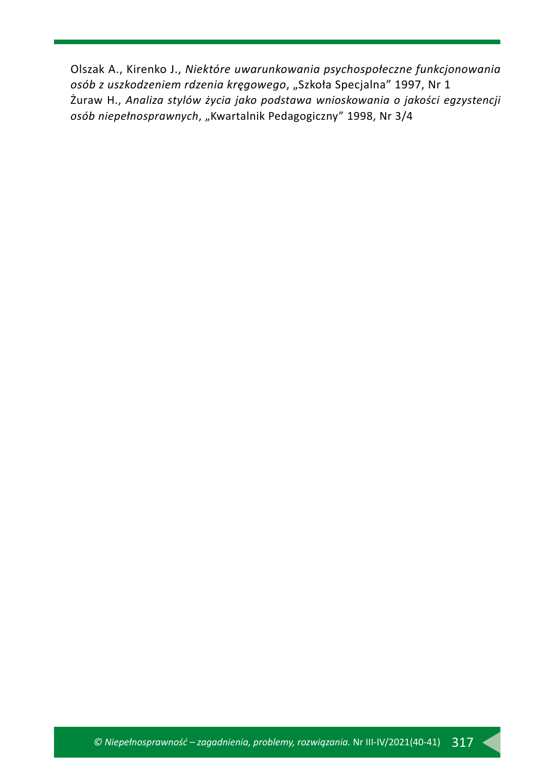Olszak A., Kirenko J., *Niektóre uwarunkowania psychospołeczne funkcjonowania osób z uszkodzeniem rdzenia kręgowego*, „Szkoła Specjalna" 1997, Nr 1

Żuraw H., *Analiza stylów życia jako podstawa wnioskowania o jakości egzystencji osób niepełnosprawnych*, „Kwartalnik Pedagogiczny" 1998, Nr 3/4